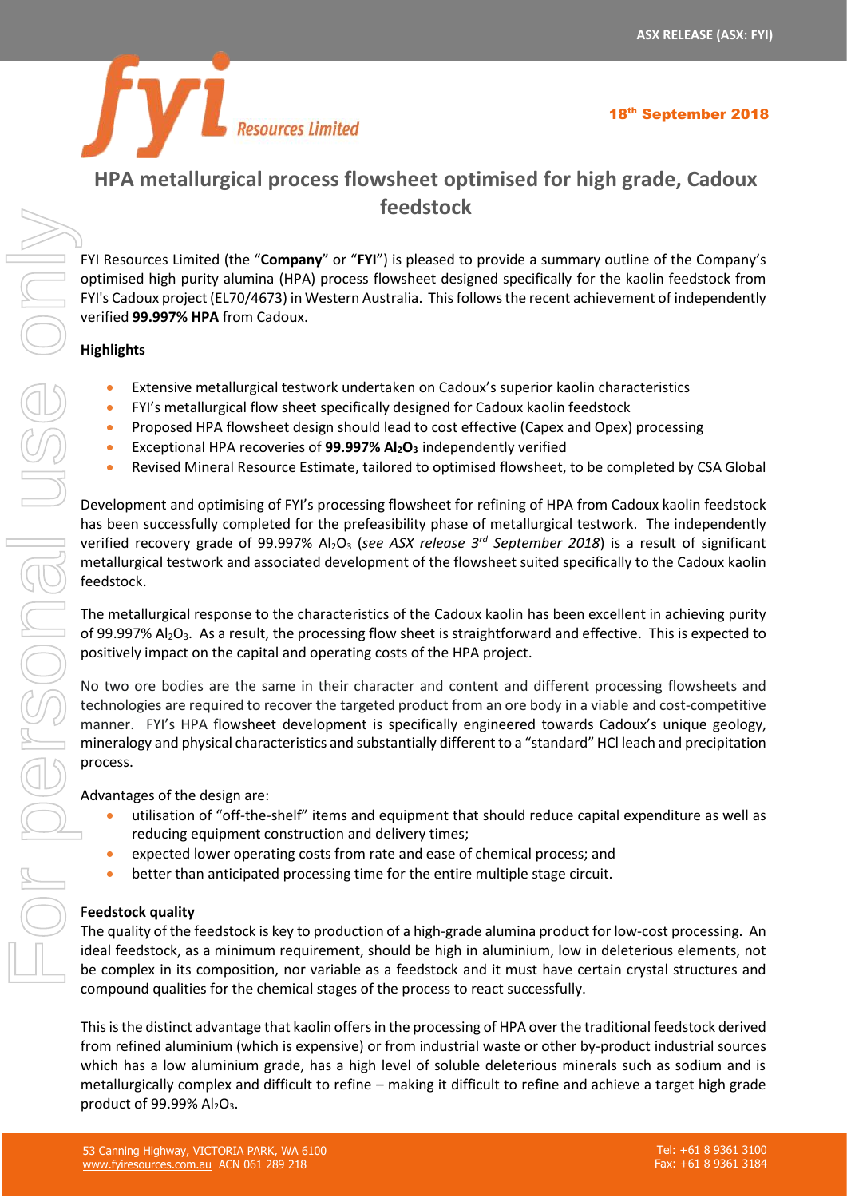# HPA metallurgical process flowsheet optimised for high grade, Cadoux feedstock

FYI Resources Limited (the "**Company**" or "**FYI**") is pleased to provide a summary outline of the Company's optimised high purity alumina (HPA) process flowsheet designed specifically for the kaolin feedstock from FYI's Cadoux project (EL70/4673) in Western Australia. This follows the recent achievement of independently verified **99.997% HPA** from Cadoux.

## Highlights

- Extensive metallurgical testwork undertaken on Cadoux's superior kaolin characteristics
- FYI's metallurgical flow sheet specifically designed for Cadoux kaolin feedstock
- Proposed HPA flowsheet design should lead to cost effective (Capex and Opex) processing
- Exceptional HPA recoveries of **99.997% $Al_2O_3$** independently verified
- Revised Mineral Resource Estimate, tailored to optimised flowsheet, to be completed by CSA Global

Development and optimising of FYI's processing flowsheet for refining of HPA from Cadoux kaolin feedstock has been successfully completed for the prefeasibility phase of metallurgical testwork. The independently verified recovery grade of 99.997% $Al_2O_3$ (*see ASX release 3rd September 2018*) is a result of significant metallurgical testwork and associated development of the flowsheet suited specifically to the Cadoux kaolin feedstock.

The metallurgical response to the characteristics of the Cadoux kaolin has been excellent in achieving purity of 99.997% $Al_2O_3$. As a result, the processing flow sheet is straightforward and effective. This is expected to positively impact on the capital and operating costs of the HPA project.

No two ore bodies are the same in their character and content and different processing flowsheets and technologies are required to recover the targeted product from an ore body in a viable and cost-competitive manner. FYI's HPA flowsheet development is specifically engineered towards Cadoux's unique geology, mineralogy and physical characteristics and substantially different to a "standard" HCl leach and precipitation process.

Advantages of the design are:

- utilisation of "off-the-shelf" items and equipment that should reduce capital expenditure as well as reducing equipment construction and delivery times;
- expected lower operating costs from rate and ease of chemical process; and
- better than anticipated processing time for the entire multiple stage circuit.

**Feedstock quality**

The quality of the feedstock is key to production of a high-grade alumina product for low-cost processing. An ideal feedstock, as a minimum requirement, should be high in aluminium, low in deleterious elements, not be complex in its composition, nor variable as a feedstock and it must have certain crystal structures and compound qualities for the chemical stages of the process to react successfully.

This is the distinct advantage that kaolin offers in the processing of HPA over the traditional feedstock derived from refined aluminium (which is expensive) or from industrial waste or other by-product industrial sources which has a low aluminium grade, has a high level of soluble deleterious minerals such as sodium and is metallurgically complex and difficult to refine – making it difficult to refine and achieve a target high grade product of 99.99% $Al_2O_3$.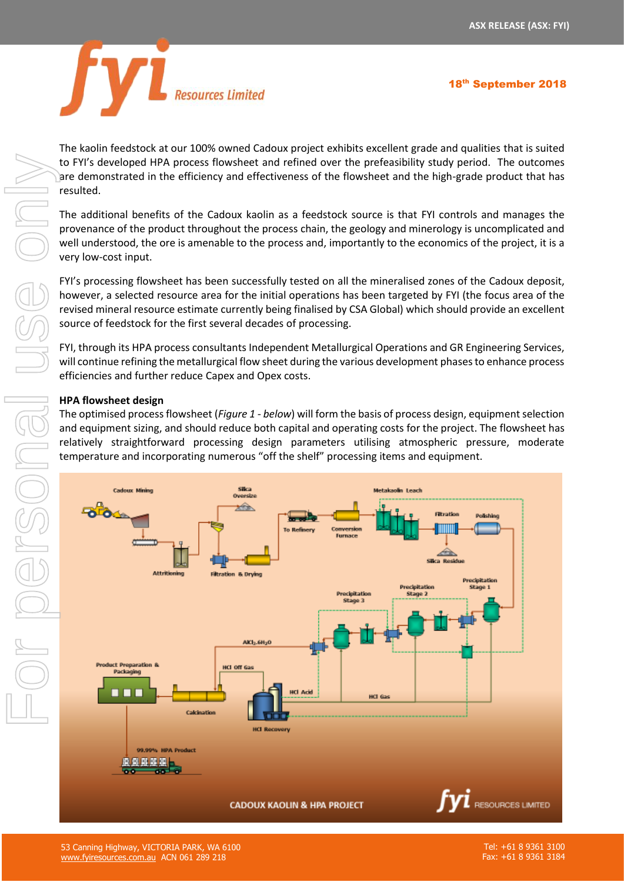The kaolin feedstock at our 100% owned Cadoux project exhibits excellent grade and qualities that is suited to FYI's developed HPA process flowsheet and refined over the prefeasibility study period. The outcomes are demonstrated in the efficiency and effectiveness of the flowsheet and the high-grade product that has resulted.

The additional benefits of the Cadoux kaolin as a feedstock source is that FYI controls and manages the provenance of the product throughout the process chain, the geology and minerology is uncomplicated and well understood, the ore is amenable to the process and, importantly to the economics of the project, it is a very low-cost input.

FYI's processing flowsheet has been successfully tested on all the mineralised zones of the Cadoux deposit, however, a selected resource area for the initial operations has been targeted by FYI (the focus area of the revised mineral resource estimate currently being finalised by CSA Global) which should provide an excellent source of feedstock for the first several decades of processing.

FYI, through its HPA process consultants Independent Metallurgical Operations and GR Engineering Services, will continue refining the metallurgical flow sheet during the various development phases to enhance process efficiencies and further reduce Capex and Opex costs.

**HPA flowsheet design**

The optimised process flowsheet (*Figure 1 - below*) will form the basis of process design, equipment selection and equipment sizing, and should reduce both capital and operating costs for the project. The flowsheet has relatively straightforward processing design parameters utilising atmospheric pressure, moderate temperature and incorporating numerous "off the shelf" processing items and equipment.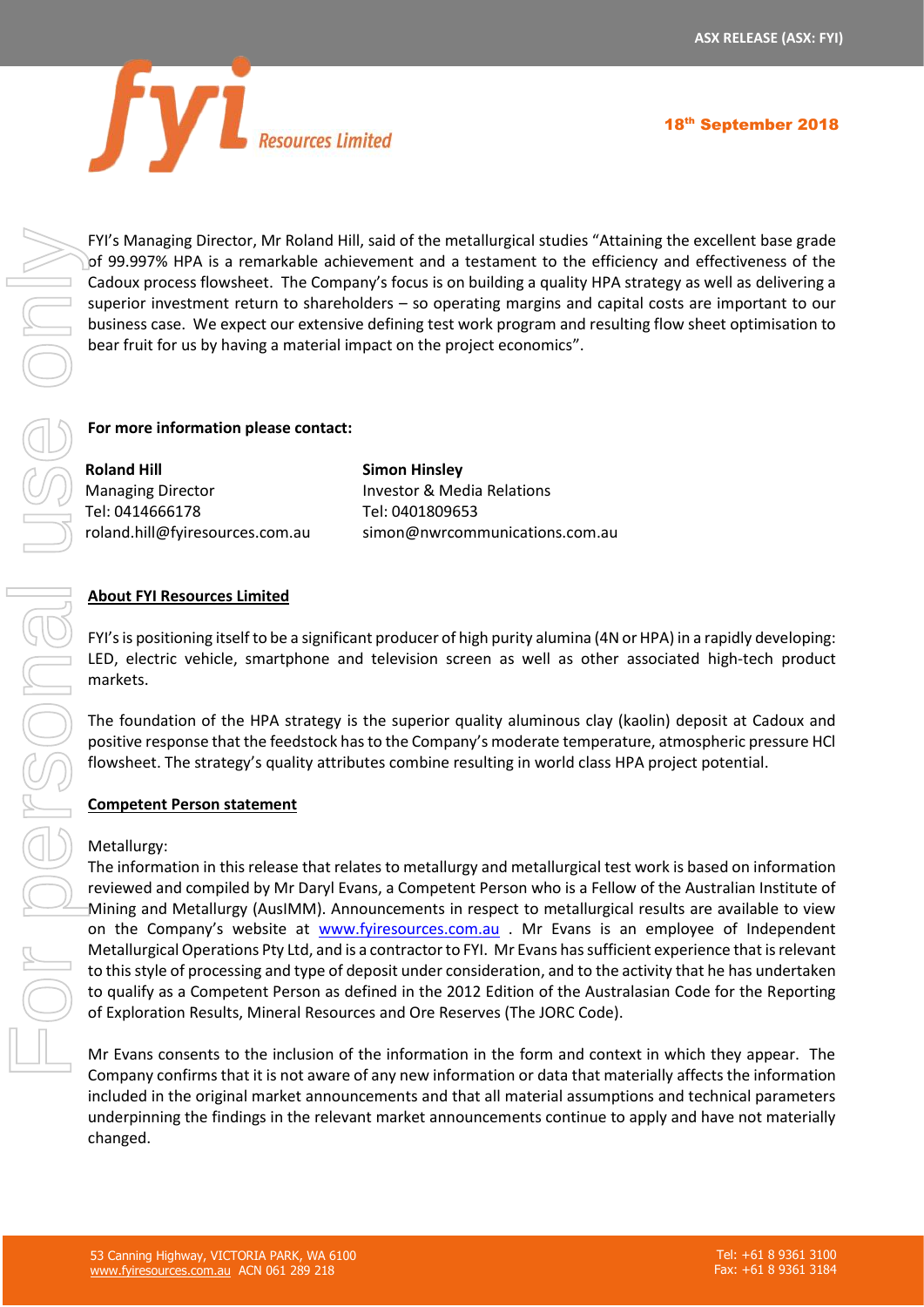FYI's Managing Director, Mr Roland Hill, said of the metallurgical studies "Attaining the excellent base grade of 99.997% HPA is a remarkable achievement and a testament to the efficiency and effectiveness of the Cadoux process flowsheet. The Company's focus is on building a quality HPA strategy as well as delivering a superior investment return to shareholders – so operating margins and capital costs are important to our business case. We expect our extensive defining test work program and resulting flow sheet optimisation to bear fruit for us by having a material impact on the project economics".

**For more information please contact:**

**Roland Hill**
Managing Director
Tel: 0414666178
roland.hill@fyiresources.com.au

**Simon Hinsley**
Investor & Media Relations
Tel: 0401809653
simon@nwrcommunications.com.au

## About FYI Resources Limited

FYI's is positioning itself to be a significant producer of high purity alumina (4N or HPA) in a rapidly developing: LED, electric vehicle, smartphone and television screen as well as other associated high-tech product markets.

The foundation of the HPA strategy is the superior quality aluminous clay (kaolin) deposit at Cadoux and positive response that the feedstock has to the Company's moderate temperature, atmospheric pressure HCl flowsheet. The strategy's quality attributes combine resulting in world class HPA project potential.

## Competent Person statement

Metallurgy:
The information in this release that relates to metallurgy and metallurgical test work is based on information reviewed and compiled by Mr Daryl Evans, a Competent Person who is a Fellow of the Australian Institute of Mining and Metallurgy (AusIMM). Announcements in respect to metallurgical results are available to view on the Company's website at www.fyiresources.com.au . Mr Evans is an employee of Independent Metallurgical Operations Pty Ltd, and is a contractor to FYI. Mr Evans has sufficient experience that is relevant to this style of processing and type of deposit under consideration, and to the activity that he has undertaken to qualify as a Competent Person as defined in the 2012 Edition of the Australasian Code for the Reporting of Exploration Results, Mineral Resources and Ore Reserves (The JORC Code).

Mr Evans consents to the inclusion of the information in the form and context in which they appear. The Company confirms that it is not aware of any new information or data that materially affects the information included in the original market announcements and that all material assumptions and technical parameters underpinning the findings in the relevant market announcements continue to apply and have not materially changed.